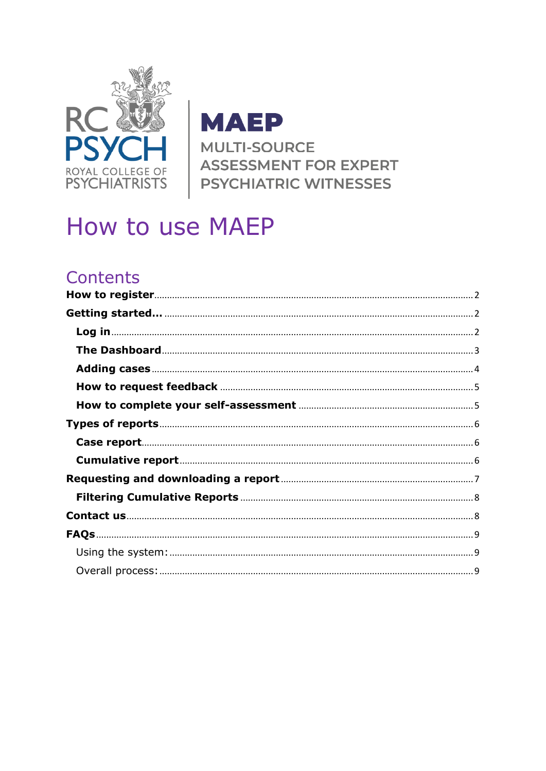RC PSYCH
ROYAL COLLEGE OF PSYCHIATRISTS

**MAEP**
MULTI-SOURCE ASSESSMENT FOR EXPERT PSYCHIATRIC WITNESSES

# How to use MAEP

## Contents

**How to register** .......... 2
**Getting started...** .......... 2
- **Log in** .......... 2
- **The Dashboard** .......... 3
- **Adding cases** .......... 4
- **How to request feedback** .......... 5
- **How to complete your self-assessment** .......... 5

**Types of reports** .......... 6
- **Case report** .......... 6
- **Cumulative report** .......... 6

**Requesting and downloading a report** .......... 7
- **Filtering Cumulative Reports** .......... 8

**Contact us** .......... 8
**FAQs** .......... 9
- Using the system: .......... 9
- Overall process: .......... 9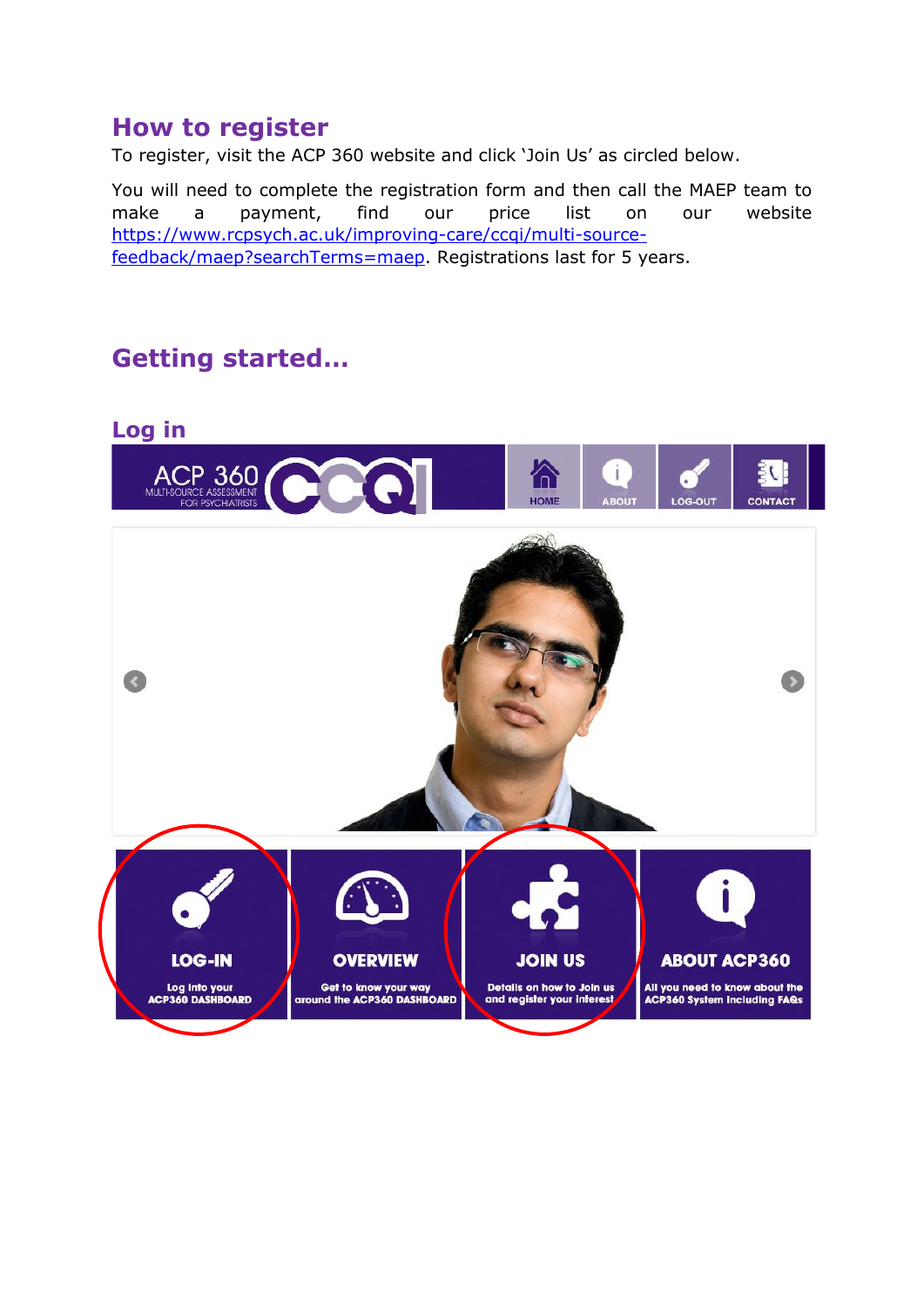## How to register

To register, visit the ACP 360 website and click 'Join Us' as circled below.

You will need to complete the registration form and then call the MAEP team to make a payment, find our price list on our website https://www.rcpsych.ac.uk/improving-care/ccqi/multi-source-feedback/maep?searchTerms=maep. Registrations last for 5 years.

## Getting started…

### Log in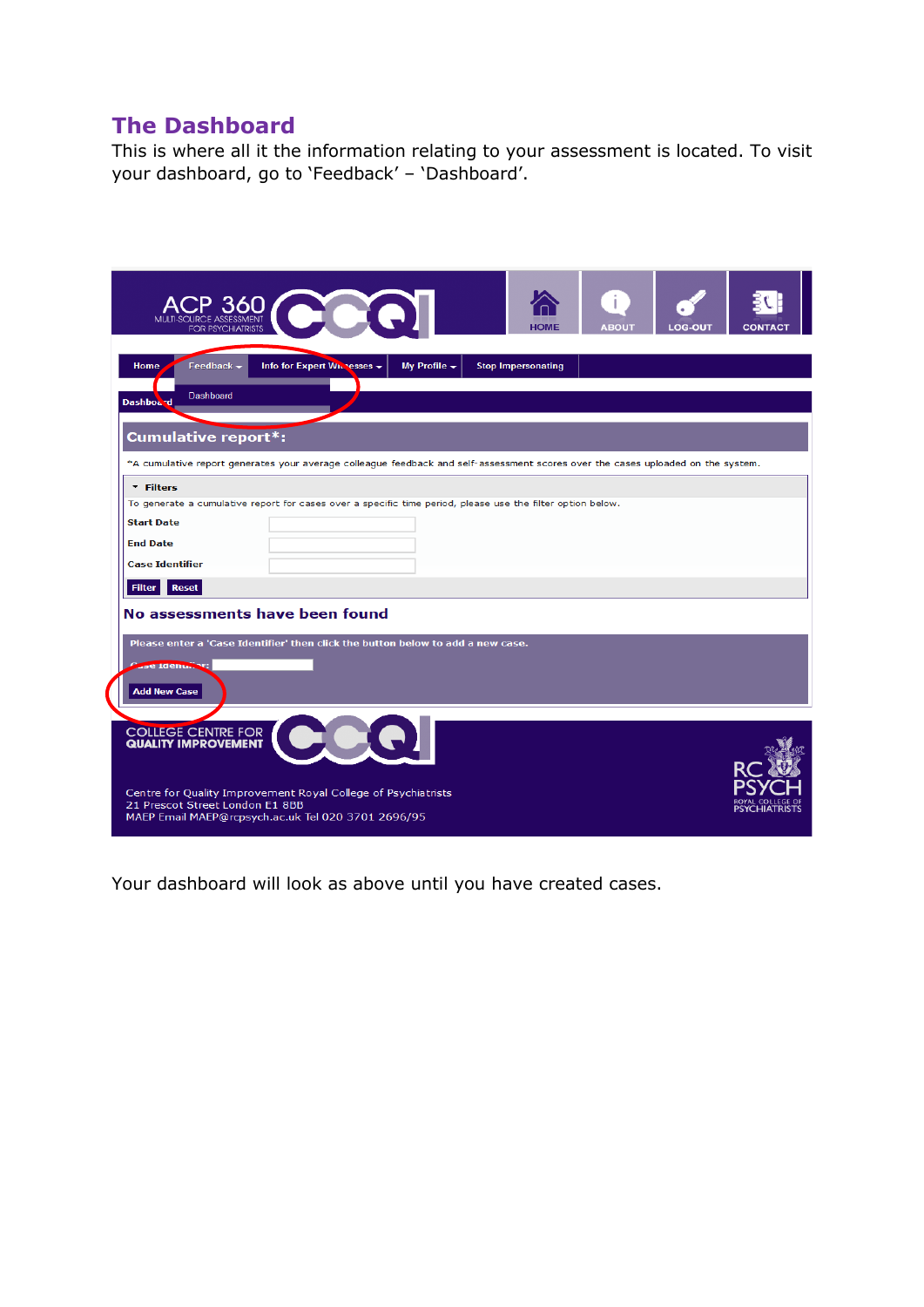## The Dashboard

This is where all it the information relating to your assessment is located. To visit your dashboard, go to 'Feedback' – 'Dashboard'.

Your dashboard will look as above until you have created cases.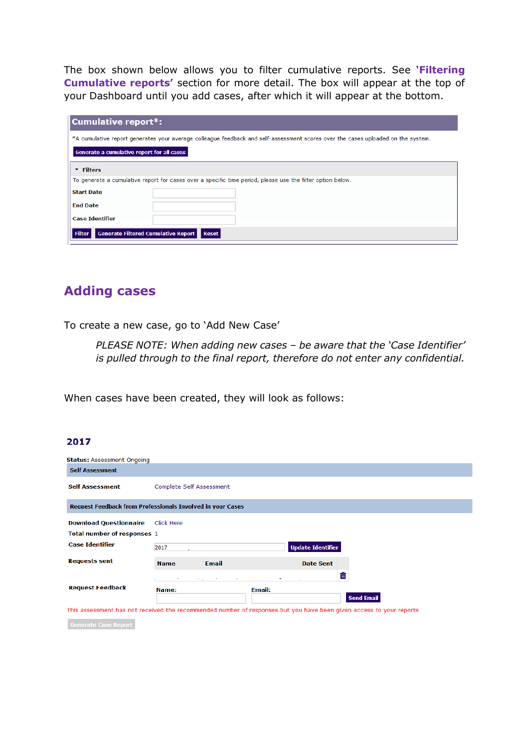The box shown below allows you to filter cumulative reports. See '**Filtering Cumulative reports'** section for more detail. The box will appear at the top of your Dashboard until you add cases, after which it will appear at the bottom.

**Cumulative report*:**

*A cumulative report generates your average colleague feedback and self-assessment scores over the cases uploaded on the system.

Generate a cumulative report for all cases

**Filters**

To generate a cumulative report for cases over a specific time period, please use the filter option below.

| | |
|---|---|
| **Start Date** | |
| **End Date** | |
| **Case Identifier** | |

Filter | Generate Filtered Cumulative Report | Reset

## Adding cases

To create a new case, go to 'Add New Case'

> *PLEASE NOTE: When adding new cases – be aware that the 'Case Identifier' is pulled through to the final report, therefore do not enter any confidential.*

When cases have been created, they will look as follows:

**2017**

**Status:** Assessment Ongoing

**Self Assessment**

| | |
|---|---|
| **Self Assessment** | Complete Self Assessment |

**Request Feedback from Professionals Involved in your Cases**

| | |
|---|---|
| **Download Questionnaire** | Click Here |
| **Total number of responses** | 1 |
| **Case Identifier** | 2017 — Update Identifier |

**Requests sent**

| Name | Email | Date Sent |
|---|---|---|
| | | |

**Request Feedback** — Name: — Email: — Send Email

This assessment has not received the recommended number of responses but you have been given access to your reports

Generate Case Report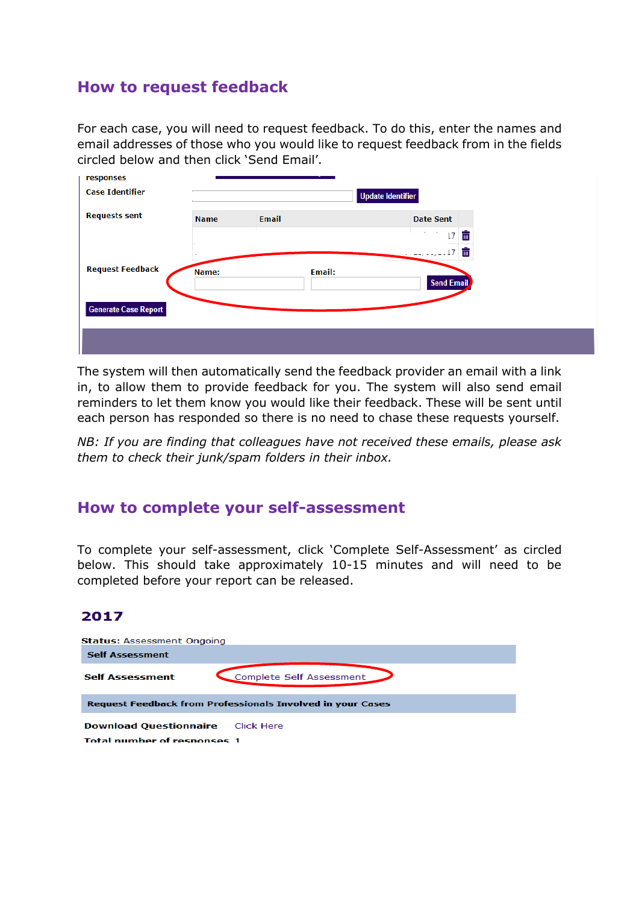## How to request feedback

For each case, you will need to request feedback. To do this, enter the names and email addresses of those who you would like to request feedback from in the fields circled below and then click 'Send Email'.

The system will then automatically send the feedback provider an email with a link in, to allow them to provide feedback for you. The system will also send email reminders to let them know you would like their feedback. These will be sent until each person has responded so there is no need to chase these requests yourself.

*NB: If you are finding that colleagues have not received these emails, please ask them to check their junk/spam folders in their inbox.*

## How to complete your self-assessment

To complete your self-assessment, click 'Complete Self-Assessment' as circled below. This should take approximately 10-15 minutes and will need to be completed before your report can be released.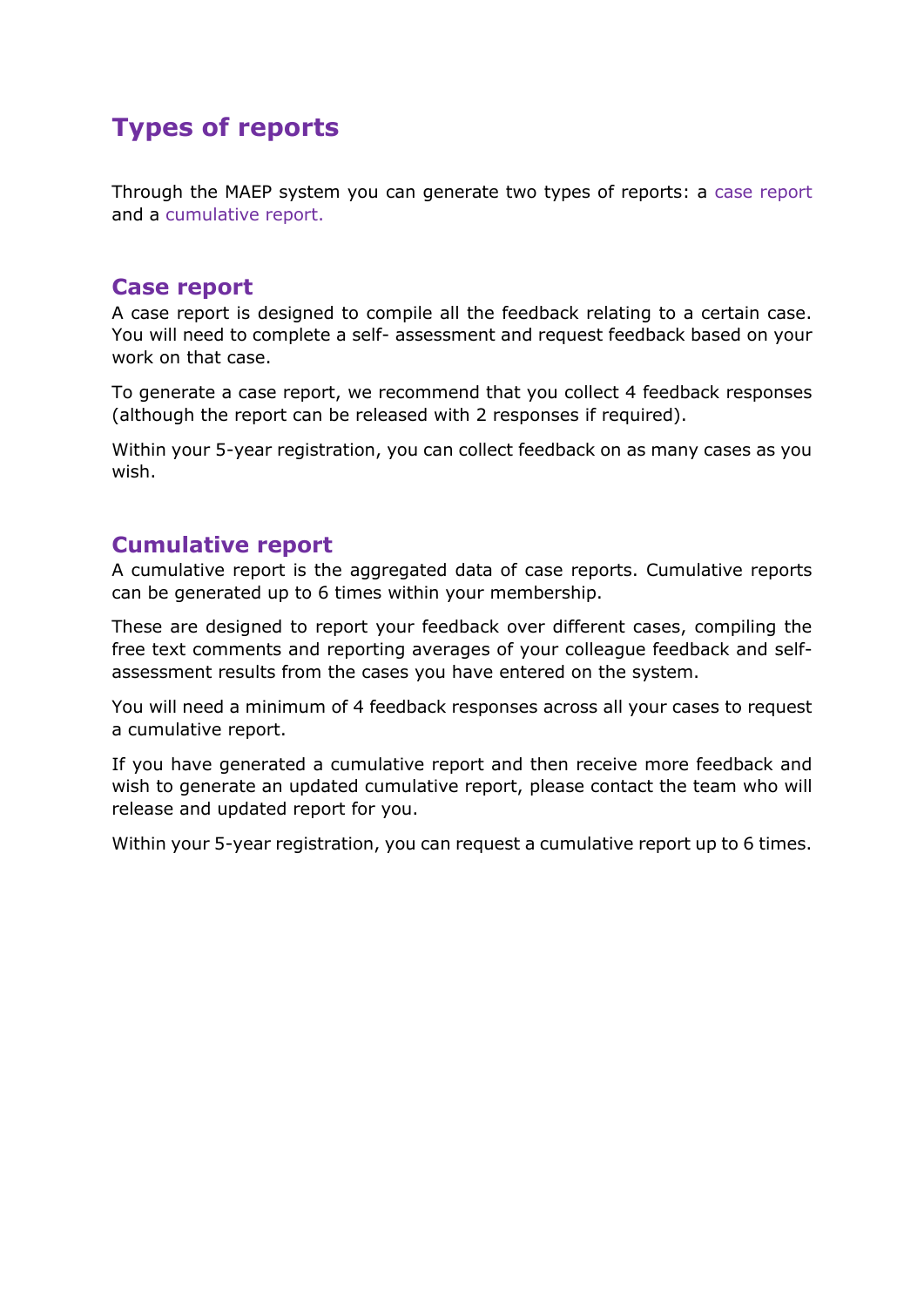# Types of reports

Through the MAEP system you can generate two types of reports: a case report and a cumulative report.

## Case report

A case report is designed to compile all the feedback relating to a certain case. You will need to complete a self- assessment and request feedback based on your work on that case.

To generate a case report, we recommend that you collect 4 feedback responses (although the report can be released with 2 responses if required).

Within your 5-year registration, you can collect feedback on as many cases as you wish.

## Cumulative report

A cumulative report is the aggregated data of case reports. Cumulative reports can be generated up to 6 times within your membership.

These are designed to report your feedback over different cases, compiling the free text comments and reporting averages of your colleague feedback and self-assessment results from the cases you have entered on the system.

You will need a minimum of 4 feedback responses across all your cases to request a cumulative report.

If you have generated a cumulative report and then receive more feedback and wish to generate an updated cumulative report, please contact the team who will release and updated report for you.

Within your 5-year registration, you can request a cumulative report up to 6 times.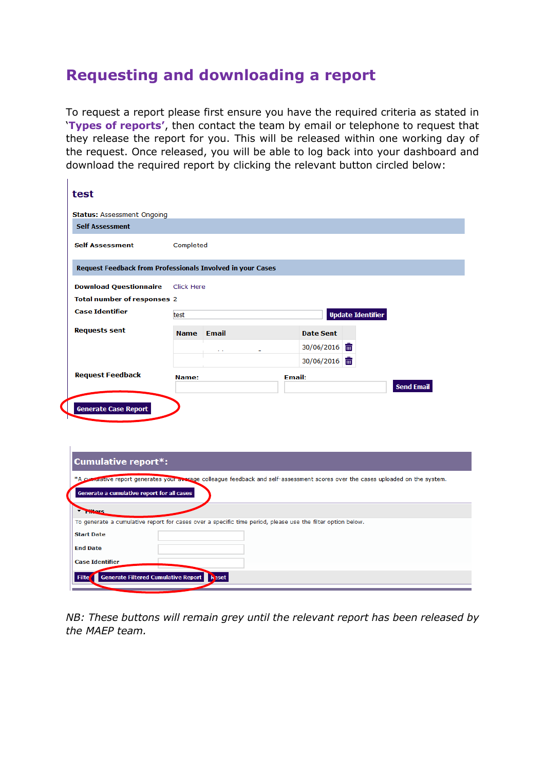# Requesting and downloading a report

To request a report please first ensure you have the required criteria as stated in '**Types of reports**', then contact the team by email or telephone to request that they release the report for you. This will be released within one working day of the request. Once released, you will be able to log back into your dashboard and download the required report by clicking the relevant button circled below:

**test**

**Status:** Assessment Ongoing

**Self Assessment**

| | |
|---|---|
| **Self Assessment** | Completed |

**Request Feedback from Professionals Involved in your Cases**

| | |
|---|---|
| **Download Questionnaire** | Click Here |
| **Total number of responses** | 2 |
| **Case Identifier** | test [Update Identifier] |

**Requests sent**

| Name | Email | Date Sent |
|---|---|---|
| | | 30/06/2016 |
| | | 30/06/2016 |

**Request Feedback** — Name: Email: [Send Email]

[Generate Case Report]

**Cumulative report*:**

*A cumulative report generates your average colleague feedback and self-assessment scores over the cases uploaded on the system.

[Generate a cumulative report for all cases]

Filters

To generate a cumulative report for cases over a specific time period, please use the filter option below.

Start Date

End Date

Case Identifier

[Filter] [Generate Filtered Cumulative Report] [Reset]

*NB: These buttons will remain grey until the relevant report has been released by the MAEP team.*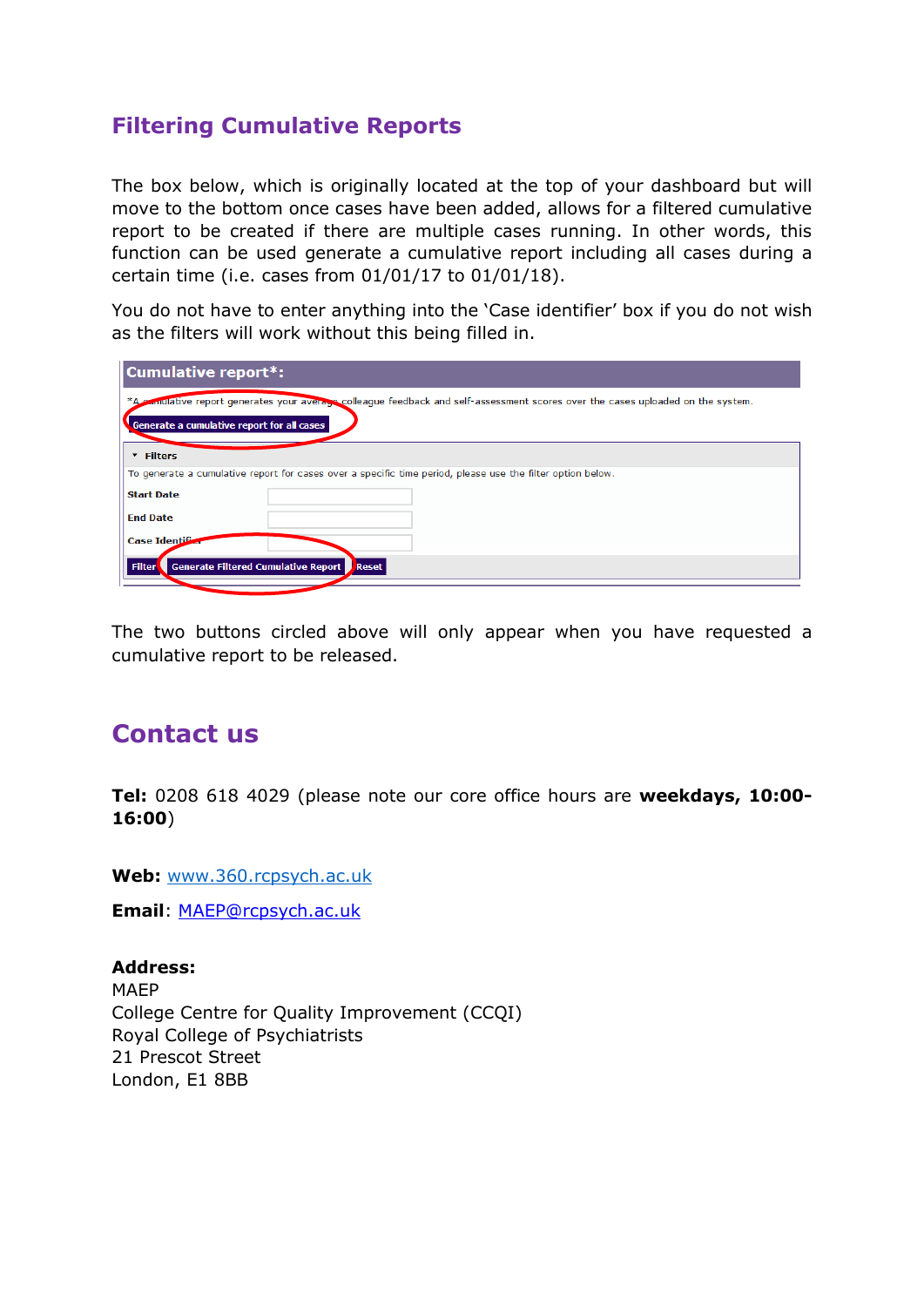## Filtering Cumulative Reports

The box below, which is originally located at the top of your dashboard but will move to the bottom once cases have been added, allows for a filtered cumulative report to be created if there are multiple cases running. In other words, this function can be used generate a cumulative report including all cases during a certain time (i.e. cases from 01/01/17 to 01/01/18).

You do not have to enter anything into the 'Case identifier' box if you do not wish as the filters will work without this being filled in.

**Cumulative report*:**

*A cumulative report generates your average colleague feedback and self-assessment scores over the cases uploaded on the system.

Generate a cumulative report for all cases

▾ Filters

To generate a cumulative report for cases over a specific time period, please use the filter option below.

**Start Date**

**End Date**

**Case Identifier**

Filter | Generate Filtered Cumulative Report | Reset

The two buttons circled above will only appear when you have requested a cumulative report to be released.

## Contact us

**Tel:** 0208 618 4029 (please note our core office hours are **weekdays, 10:00-16:00**)

**Web:** www.360.rcpsych.ac.uk

**Email**: MAEP@rcpsych.ac.uk

**Address:**
MAEP
College Centre for Quality Improvement (CCQI)
Royal College of Psychiatrists
21 Prescot Street
London, E1 8BB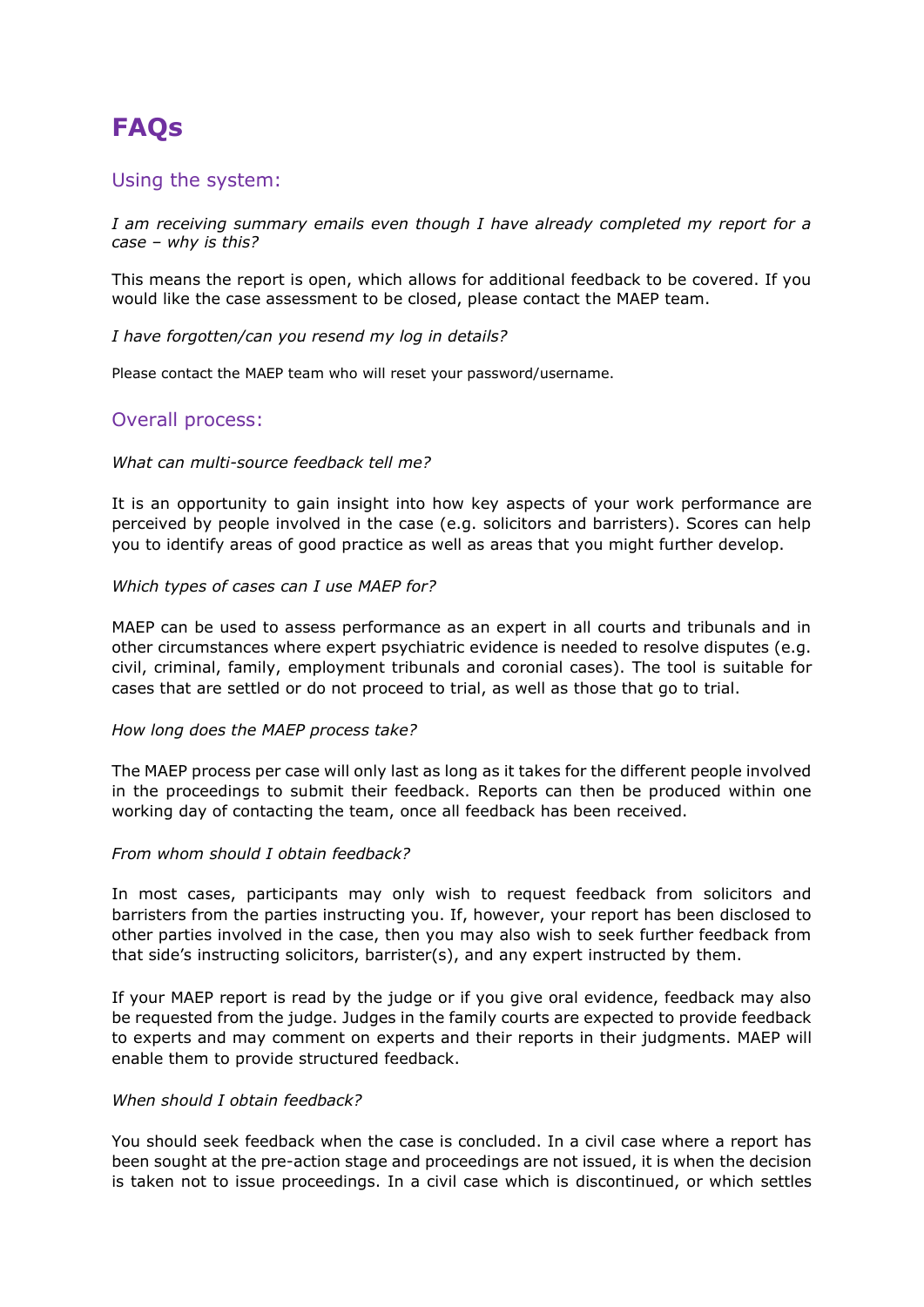# FAQs

## Using the system:

*I am receiving summary emails even though I have already completed my report for a case – why is this?*

This means the report is open, which allows for additional feedback to be covered. If you would like the case assessment to be closed, please contact the MAEP team.

*I have forgotten/can you resend my log in details?*

Please contact the MAEP team who will reset your password/username.

## Overall process:

*What can multi-source feedback tell me?*

It is an opportunity to gain insight into how key aspects of your work performance are perceived by people involved in the case (e.g. solicitors and barristers). Scores can help you to identify areas of good practice as well as areas that you might further develop.

*Which types of cases can I use MAEP for?*

MAEP can be used to assess performance as an expert in all courts and tribunals and in other circumstances where expert psychiatric evidence is needed to resolve disputes (e.g. civil, criminal, family, employment tribunals and coronial cases). The tool is suitable for cases that are settled or do not proceed to trial, as well as those that go to trial.

*How long does the MAEP process take?*

The MAEP process per case will only last as long as it takes for the different people involved in the proceedings to submit their feedback. Reports can then be produced within one working day of contacting the team, once all feedback has been received.

*From whom should I obtain feedback?*

In most cases, participants may only wish to request feedback from solicitors and barristers from the parties instructing you. If, however, your report has been disclosed to other parties involved in the case, then you may also wish to seek further feedback from that side's instructing solicitors, barrister(s), and any expert instructed by them.

If your MAEP report is read by the judge or if you give oral evidence, feedback may also be requested from the judge. Judges in the family courts are expected to provide feedback to experts and may comment on experts and their reports in their judgments. MAEP will enable them to provide structured feedback.

*When should I obtain feedback?*

You should seek feedback when the case is concluded. In a civil case where a report has been sought at the pre-action stage and proceedings are not issued, it is when the decision is taken not to issue proceedings. In a civil case which is discontinued, or which settles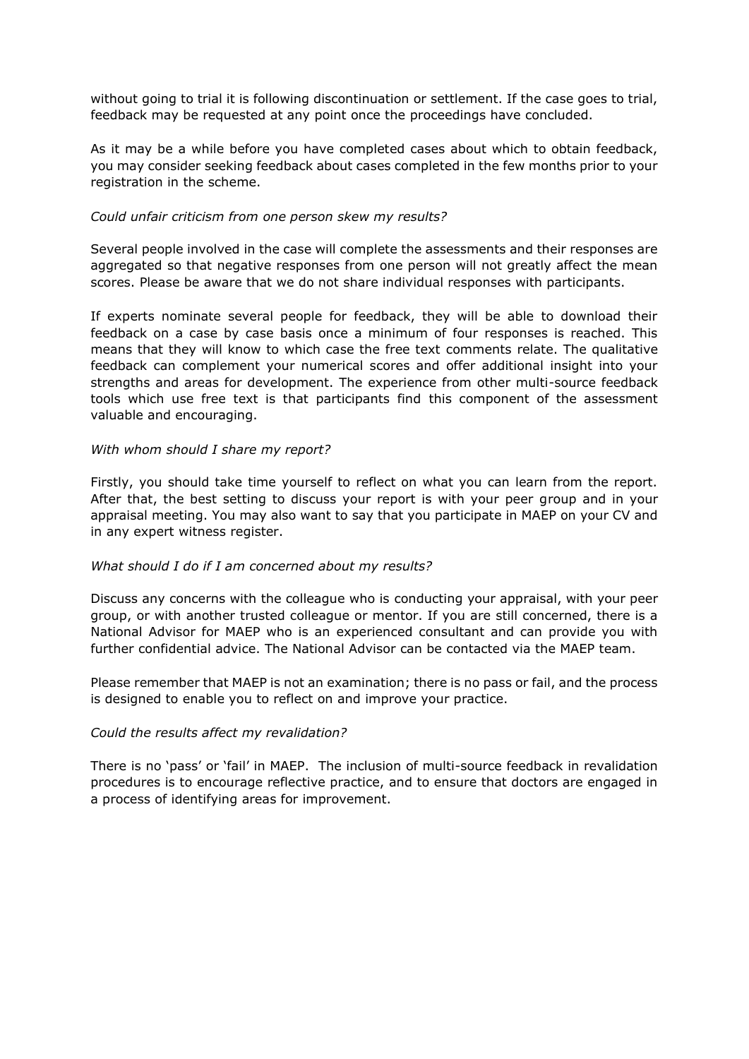without going to trial it is following discontinuation or settlement. If the case goes to trial, feedback may be requested at any point once the proceedings have concluded.

As it may be a while before you have completed cases about which to obtain feedback, you may consider seeking feedback about cases completed in the few months prior to your registration in the scheme.

*Could unfair criticism from one person skew my results?*

Several people involved in the case will complete the assessments and their responses are aggregated so that negative responses from one person will not greatly affect the mean scores. Please be aware that we do not share individual responses with participants.

If experts nominate several people for feedback, they will be able to download their feedback on a case by case basis once a minimum of four responses is reached. This means that they will know to which case the free text comments relate. The qualitative feedback can complement your numerical scores and offer additional insight into your strengths and areas for development. The experience from other multi-source feedback tools which use free text is that participants find this component of the assessment valuable and encouraging.

*With whom should I share my report?*

Firstly, you should take time yourself to reflect on what you can learn from the report. After that, the best setting to discuss your report is with your peer group and in your appraisal meeting. You may also want to say that you participate in MAEP on your CV and in any expert witness register.

*What should I do if I am concerned about my results?*

Discuss any concerns with the colleague who is conducting your appraisal, with your peer group, or with another trusted colleague or mentor. If you are still concerned, there is a National Advisor for MAEP who is an experienced consultant and can provide you with further confidential advice. The National Advisor can be contacted via the MAEP team.

Please remember that MAEP is not an examination; there is no pass or fail, and the process is designed to enable you to reflect on and improve your practice.

*Could the results affect my revalidation?*

There is no 'pass' or 'fail' in MAEP. The inclusion of multi-source feedback in revalidation procedures is to encourage reflective practice, and to ensure that doctors are engaged in a process of identifying areas for improvement.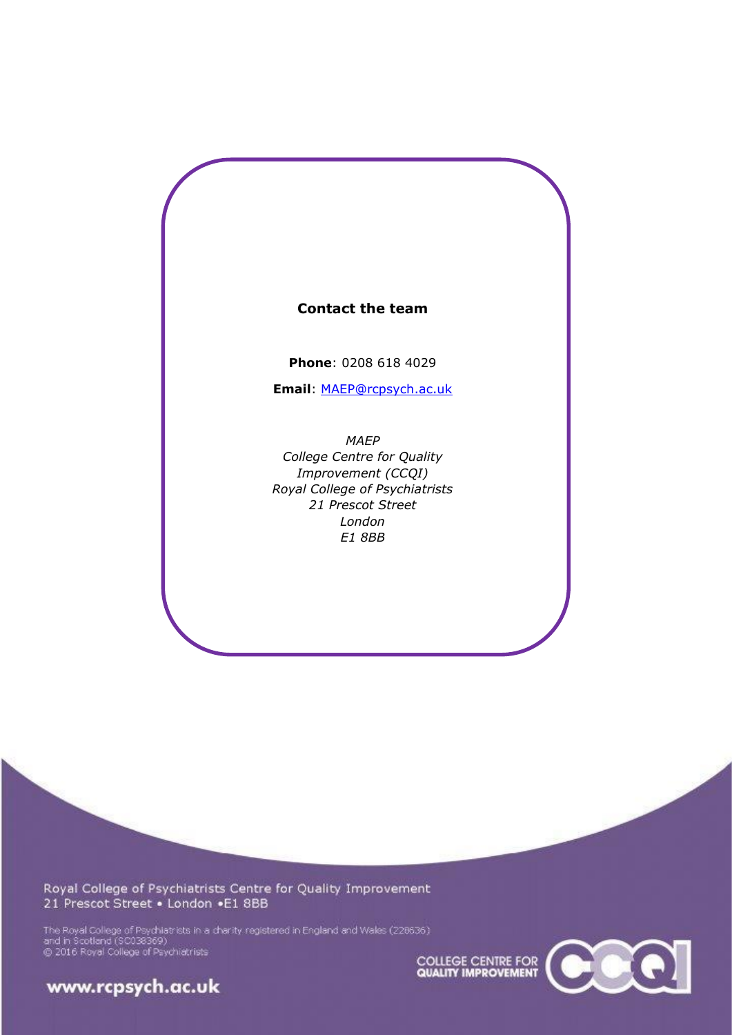**Contact the team**

**Phone**: 0208 618 4029

**Email**: MAEP@rcpsych.ac.uk

*MAEP*
*College Centre for Quality Improvement (CCQI)*
*Royal College of Psychiatrists*
*21 Prescot Street*
*London*
*E1 8BB*

Royal College of Psychiatrists Centre for Quality Improvement
21 Prescot Street • London •E1 8BB

The Royal College of Psychiatrists in a charity registered in England and Wales (228636) and in Scotland (SC038369)
© 2016 Royal College of Psychiatrists

www.rcpsych.ac.uk

COLLEGE CENTRE FOR QUALITY IMPROVEMENT